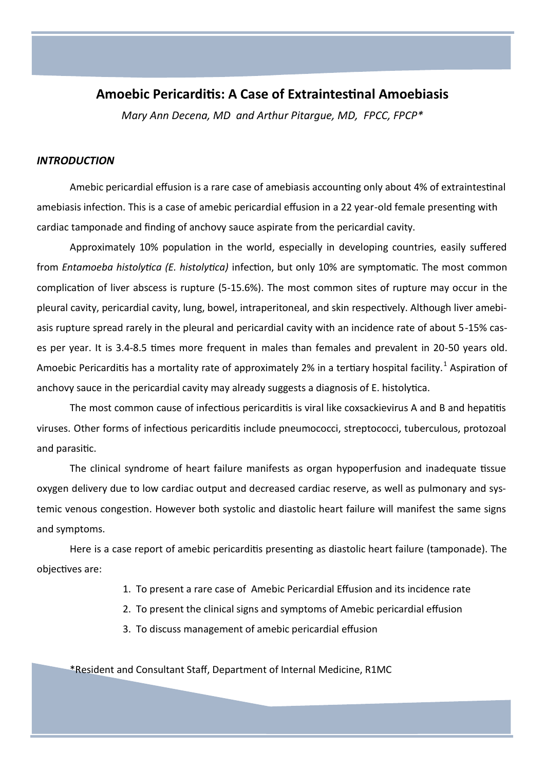# Amoebic Pericarditis: A Case of Extraintestinal Amoebiasis

*Mary Ann Decena, MD and Arthur Pitargue, MD, FPCC, FPCP**

### *INTRODUCTION*

Amebic pericardial effusion is a rare case of amebiasis accounting only about 4% of extraintestinal amebiasis infection. This is a case of amebic pericardial effusion in a 22 year-old female presenting with cardiac tamponade and finding of anchovy sauce aspirate from the pericardial cavity.

Approximately 10% population in the world, especially in developing countries, easily suffered from *Entamoeba histolytica (E. histolytica)* infection, but only 10% are symptomatic. The most common complication of liver abscess is rupture (5-15.6%). The most common sites of rupture may occur in the pleural cavity, pericardial cavity, lung, bowel, intraperitoneal, and skin respectively. Although liver amebiasis rupture spread rarely in the pleural and pericardial cavity with an incidence rate of about 5-15% cases per year. It is 3.4-8.5 times more frequent in males than females and prevalent in 20-50 years old. Amoebic Pericarditis has a mortality rate of approximately 2% in a tertiary hospital facility.[1] Aspiration of anchovy sauce in the pericardial cavity may already suggests a diagnosis of E. histolytica.

The most common cause of infectious pericarditis is viral like coxsackievirus A and B and hepatitis viruses. Other forms of infectious pericarditis include pneumococci, streptococci, tuberculous, protozoal and parasitic.

The clinical syndrome of heart failure manifests as organ hypoperfusion and inadequate tissue oxygen delivery due to low cardiac output and decreased cardiac reserve, as well as pulmonary and systemic venous congestion. However both systolic and diastolic heart failure will manifest the same signs and symptoms.

Here is a case report of amebic pericarditis presenting as diastolic heart failure (tamponade). The objectives are:

1. To present a rare case of Amebic Pericardial Effusion and its incidence rate
2. To present the clinical signs and symptoms of Amebic pericardial effusion
3. To discuss management of amebic pericardial effusion

*Resident and Consultant Staff, Department of Internal Medicine, R1MC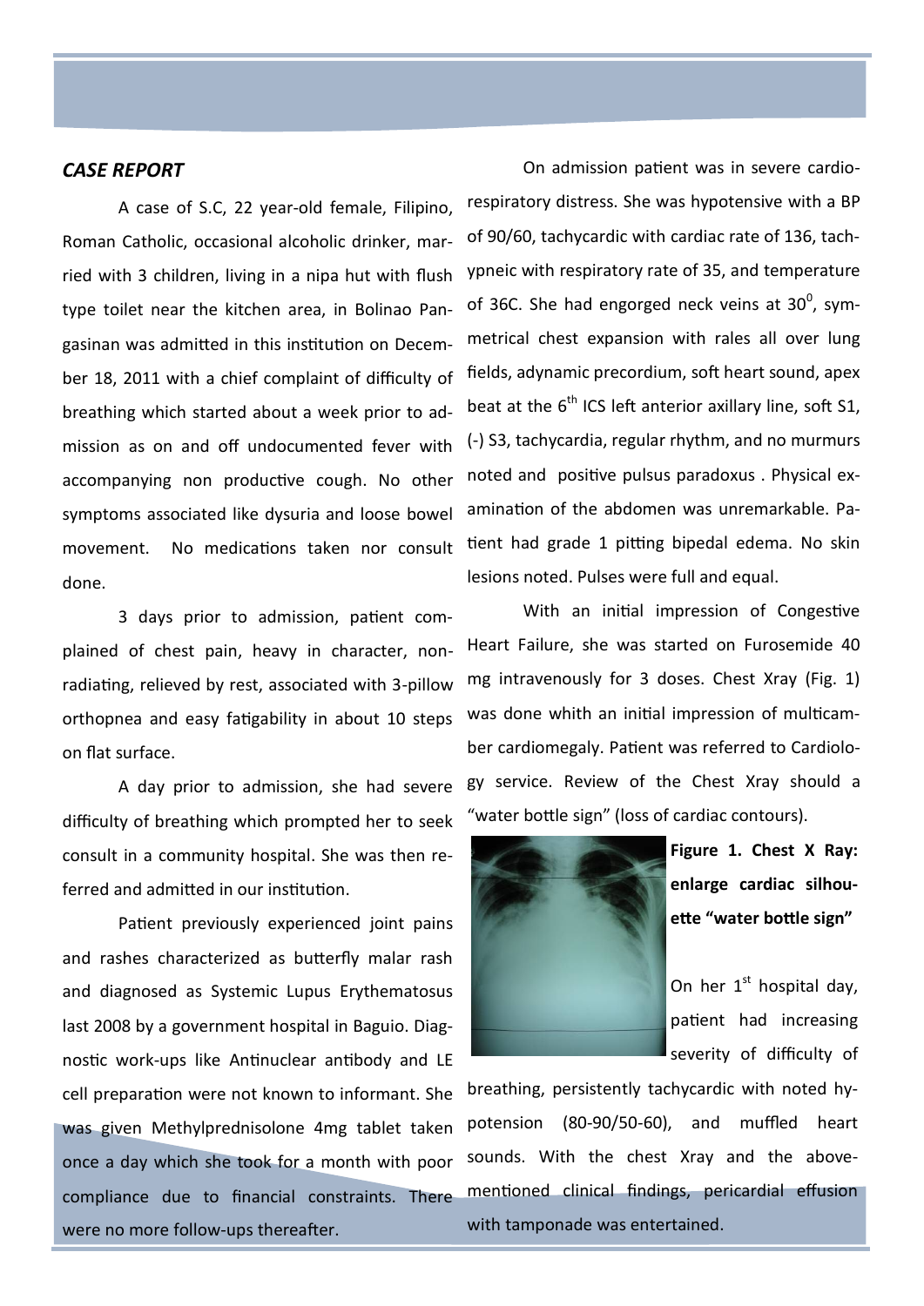### *CASE REPORT*

A case of S.C, 22 year-old female, Filipino, Roman Catholic, occasional alcoholic drinker, married with 3 children, living in a nipa hut with flush type toilet near the kitchen area, in Bolinao Pangasinan was admitted in this institution on December 18, 2011 with a chief complaint of difficulty of breathing which started about a week prior to admission as on and off undocumented fever with accompanying non productive cough. No other symptoms associated like dysuria and loose bowel movement. No medications taken nor consult done.

3 days prior to admission, patient complained of chest pain, heavy in character, non-radiating, relieved by rest, associated with 3-pillow orthopnea and easy fatigability in about 10 steps on flat surface.

A day prior to admission, she had severe difficulty of breathing which prompted her to seek consult in a community hospital. She was then referred and admitted in our institution.

Patient previously experienced joint pains and rashes characterized as butterfly malar rash and diagnosed as Systemic Lupus Erythematosus last 2008 by a government hospital in Baguio. Diagnostic work-ups like Antinuclear antibody and LE cell preparation were not known to informant. She was given Methylprednisolone 4mg tablet taken once a day which she took for a month with poor compliance due to financial constraints. There were no more follow-ups thereafter.

On admission patient was in severe cardio-respiratory distress. She was hypotensive with a BP of 90/60, tachycardic with cardiac rate of 136, tachypneic with respiratory rate of 35, and temperature of 36C. She had engorged neck veins at $30^0$, symmetrical chest expansion with rales all over lung fields, adynamic precordium, soft heart sound, apex beat at the 6th ICS left anterior axillary line, soft S1, (-) S3, tachycardia, regular rhythm, and no murmurs noted and positive pulsus paradoxus . Physical examination of the abdomen was unremarkable. Patient had grade 1 pitting bipedal edema. No skin lesions noted. Pulses were full and equal.

With an initial impression of Congestive Heart Failure, she was started on Furosemide 40 mg intravenously for 3 doses. Chest Xray (Fig. 1) was done whith an initial impression of multicamber cardiomegaly. Patient was referred to Cardiology service. Review of the Chest Xray should a "water bottle sign" (loss of cardiac contours).

**Figure 1. Chest X Ray: enlarge cardiac silhouette "water bottle sign"**

On her 1st hospital day, patient had increasing severity of difficulty of breathing, persistently tachycardic with noted hypotension (80-90/50-60), and muffled heart sounds. With the chest Xray and the above-mentioned clinical findings, pericardial effusion with tamponade was entertained.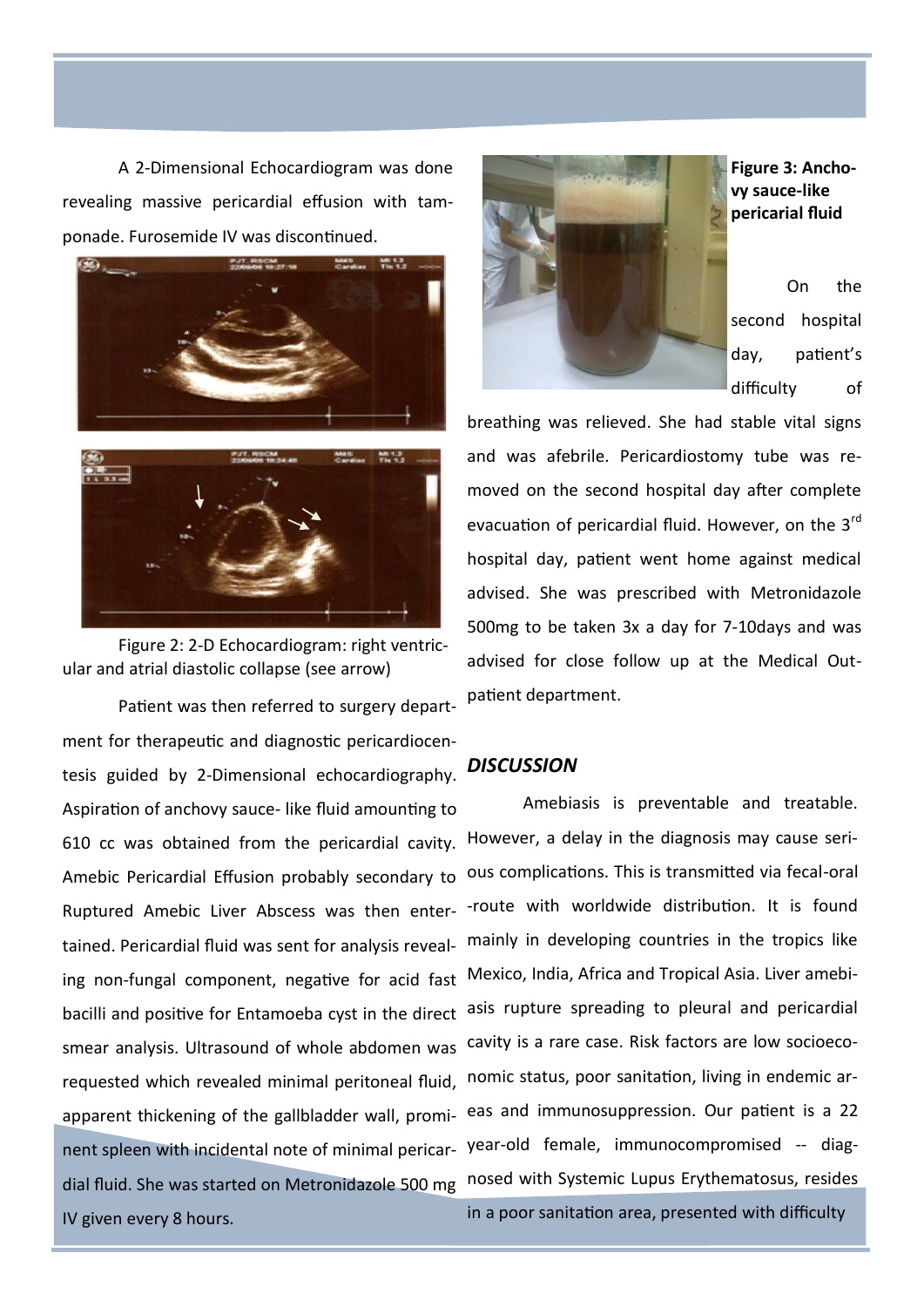A 2-Dimensional Echocardiogram was done revealing massive pericardial effusion with tamponade. Furosemide IV was discontinued.

Figure 2: 2-D Echocardiogram: right ventricular and atrial diastolic collapse (see arrow)

Patient was then referred to surgery department for therapeutic and diagnostic pericardiocentesis guided by 2-Dimensional echocardiography. Aspiration of anchovy sauce- like fluid amounting to 610 cc was obtained from the pericardial cavity. Amebic Pericardial Effusion probably secondary to Ruptured Amebic Liver Abscess was then entertained. Pericardial fluid was sent for analysis revealing non-fungal component, negative for acid fast bacilli and positive for Entamoeba cyst in the direct smear analysis. Ultrasound of whole abdomen was requested which revealed minimal peritoneal fluid, apparent thickening of the gallbladder wall, prominent spleen with incidental note of minimal pericardial fluid. She was started on Metronidazole 500 mg IV given every 8 hours.

**Figure 3: Anchovy sauce-like pericarial fluid**

On the second hospital day, patient's difficulty of breathing was relieved. She had stable vital signs and was afebrile. Pericardiostomy tube was removed on the second hospital day after complete evacuation of pericardial fluid. However, on the 3rd hospital day, patient went home against medical advised. She was prescribed with Metronidazole 500mg to be taken 3x a day for 7-10days and was advised for close follow up at the Medical Outpatient department.

## *DISCUSSION*

Amebiasis is preventable and treatable. However, a delay in the diagnosis may cause serious complications. This is transmitted via fecal-oral -route with worldwide distribution. It is found mainly in developing countries in the tropics like Mexico, India, Africa and Tropical Asia. Liver amebiasis rupture spreading to pleural and pericardial cavity is a rare case. Risk factors are low socioeconomic status, poor sanitation, living in endemic areas and immunosuppression. Our patient is a 22 year-old female, immunocompromised -- diagnosed with Systemic Lupus Erythematosus, resides in a poor sanitation area, presented with difficulty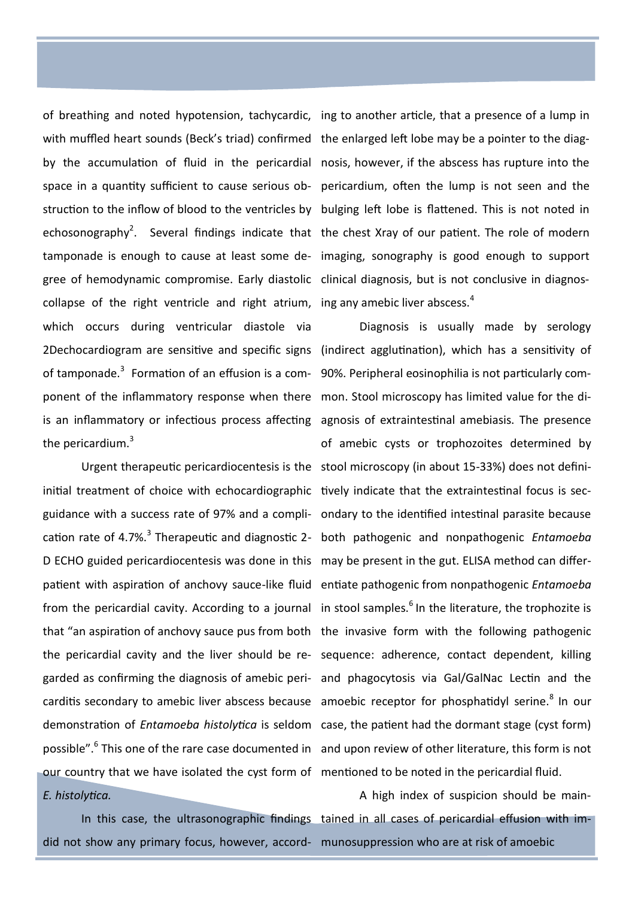of breathing and noted hypotension, tachycardic, with muffled heart sounds (Beck's triad) confirmed by the accumulation of fluid in the pericardial space in a quantity sufficient to cause serious obstruction to the inflow of blood to the ventricles by echosonography[2]. Several findings indicate that tamponade is enough to cause at least some degree of hemodynamic compromise. Early diastolic collapse of the right ventricle and right atrium, which occurs during ventricular diastole via 2Dechocardiogram are sensitive and specific signs of tamponade.[3] Formation of an effusion is a component of the inflammatory response when there is an inflammatory or infectious process affecting the pericardium.[3]

Urgent therapeutic pericardiocentesis is the initial treatment of choice with echocardiographic guidance with a success rate of 97% and a complication rate of 4.7%.[3] Therapeutic and diagnostic 2-D ECHO guided pericardiocentesis was done in this patient with aspiration of anchovy sauce-like fluid from the pericardial cavity. According to a journal that "an aspiration of anchovy sauce pus from both the pericardial cavity and the liver should be regarded as confirming the diagnosis of amebic pericarditis secondary to amebic liver abscess because demonstration of *Entamoeba histolytica* is seldom possible".[6] This one of the rare case documented in our country that we have isolated the cyst form of *E. histolytica.*

In this case, the ultrasonographic findings did not show any primary focus, however, according to another article, that a presence of a lump in the enlarged left lobe may be a pointer to the diagnosis, however, if the abscess has rupture into the pericardium, often the lump is not seen and the bulging left lobe is flattened. This is not noted in the chest Xray of our patient. The role of modern imaging, sonography is good enough to support clinical diagnosis, but is not conclusive in diagnosing any amebic liver abscess.[4]

Diagnosis is usually made by serology (indirect agglutination), which has a sensitivity of 90%. Peripheral eosinophilia is not particularly common. Stool microscopy has limited value for the diagnosis of extraintestinal amebiasis. The presence of amebic cysts or trophozoites determined by stool microscopy (in about 15-33%) does not definitively indicate that the extraintestinal focus is secondary to the identified intestinal parasite because both pathogenic and nonpathogenic *Entamoeba* may be present in the gut. ELISA method can differentiate pathogenic from nonpathogenic *Entamoeba* in stool samples.[6] In the literature, the trophozite is the invasive form with the following pathogenic sequence: adherence, contact dependent, killing and phagocytosis via Gal/GalNac Lectin and the amoebic receptor for phosphatidyl serine.[8] In our case, the patient had the dormant stage (cyst form) and upon review of other literature, this form is not mentioned to be noted in the pericardial fluid.

A high index of suspicion should be maintained in all cases of pericardial effusion with immunosuppression who are at risk of amoebic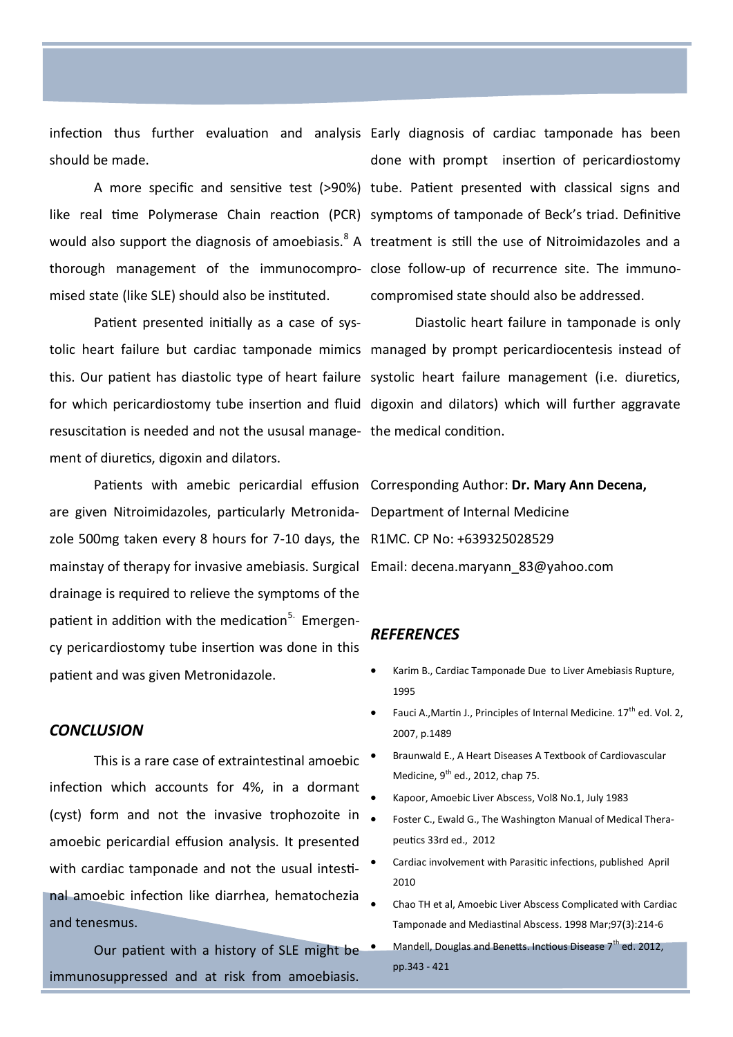infection thus further evaluation and analysis should be made.

A more specific and sensitive test (>90%) like real time Polymerase Chain reaction (PCR) would also support the diagnosis of amoebiasis.[8] A thorough management of the immunocompromised state (like SLE) should also be instituted.

Patient presented initially as a case of systolic heart failure but cardiac tamponade mimics this. Our patient has diastolic type of heart failure for which pericardiostomy tube insertion and fluid resuscitation is needed and not the ususal management of diuretics, digoxin and dilators.

Patients with amebic pericardial effusion are given Nitroimidazoles, particularly Metronidazole 500mg taken every 8 hours for 7-10 days, the mainstay of therapy for invasive amebiasis. Surgical drainage is required to relieve the symptoms of the patient in addition with the medication[5]. Emergency pericardiostomy tube insertion was done in this patient and was given Metronidazole.

## *CONCLUSION*

This is a rare case of extraintestinal amoebic infection which accounts for 4%, in a dormant (cyst) form and not the invasive trophozoite in amoebic pericardial effusion analysis. It presented with cardiac tamponade and not the usual intestinal amoebic infection like diarrhea, hematochezia and tenesmus.

Our patient with a history of SLE might be immunosuppressed and at risk from amoebiasis. Early diagnosis of cardiac tamponade has been done with prompt insertion of pericardiostomy tube. Patient presented with classical signs and symptoms of tamponade of Beck's triad. Definitive treatment is still the use of Nitroimidazoles and a close follow-up of recurrence site. The immunocompromised state should also be addressed.

Diastolic heart failure in tamponade is only managed by prompt pericardiocentesis instead of systolic heart failure management (i.e. diuretics, digoxin and dilators) which will further aggravate the medical condition.

Corresponding Author: **Dr. Mary Ann Decena,**
Department of Internal Medicine
R1MC. CP No: +639325028529
Email: decena.maryann_83@yahoo.com

## *REFERENCES*

- Karim B., Cardiac Tamponade Due to Liver Amebiasis Rupture, 1995
- Fauci A.,Martin J., Principles of Internal Medicine. 17th ed. Vol. 2, 2007, p.1489
- Braunwald E., A Heart Diseases A Textbook of Cardiovascular Medicine, 9th ed., 2012, chap 75.
- Kapoor, Amoebic Liver Abscess, Vol8 No.1, July 1983
- Foster C., Ewald G., The Washington Manual of Medical Therapeutics 33rd ed., 2012
- Cardiac involvement with Parasitic infections, published April 2010
- Chao TH et al, Amoebic Liver Abscess Complicated with Cardiac Tamponade and Mediastinal Abscess. 1998 Mar;97(3):214-6
- Mandell, Douglas and Benetts. Inctious Disease 7th ed. 2012, pp.343 - 421